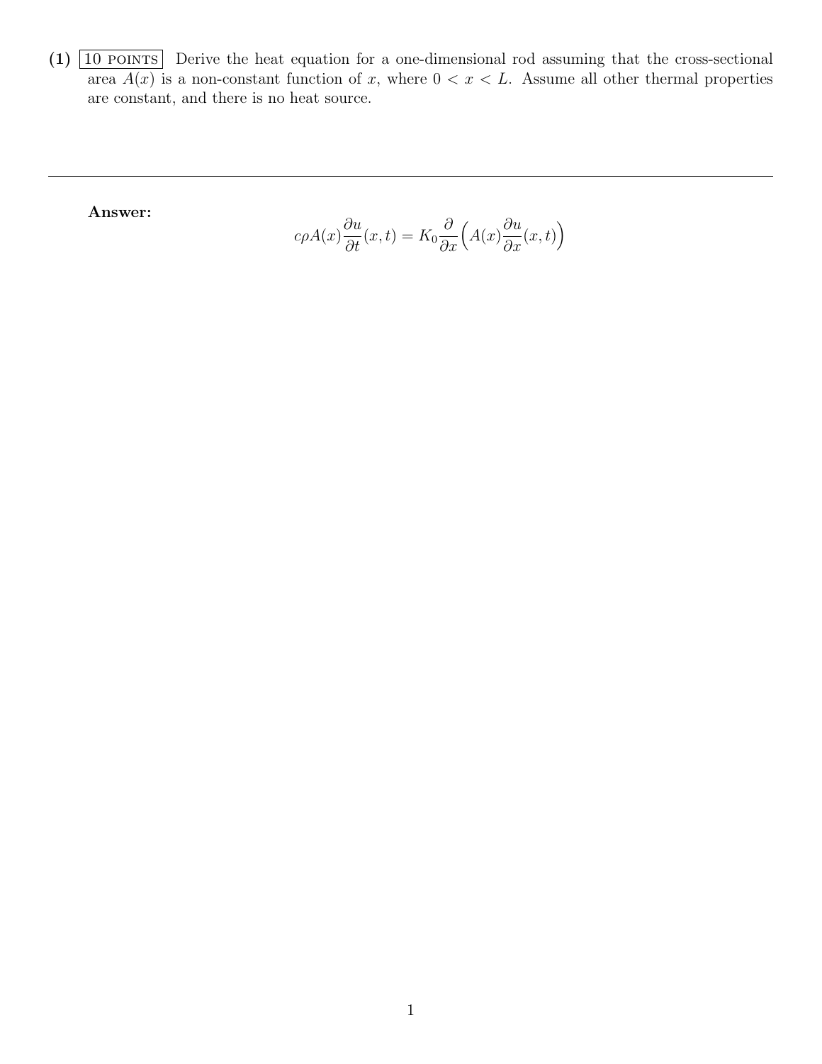**(1)** 10 POINTS Derive the heat equation for a one-dimensional rod assuming that the cross-sectional area $A(x)$ is a non-constant function of $x$, where $0 < x < L$. Assume all other thermal properties are constant, and there is no heat source.

---

**Answer:**

$$c\rho A(x)\frac{\partial u}{\partial t}(x,t) = K_0 \frac{\partial}{\partial x}\Big(A(x)\frac{\partial u}{\partial x}(x,t)\Big)$$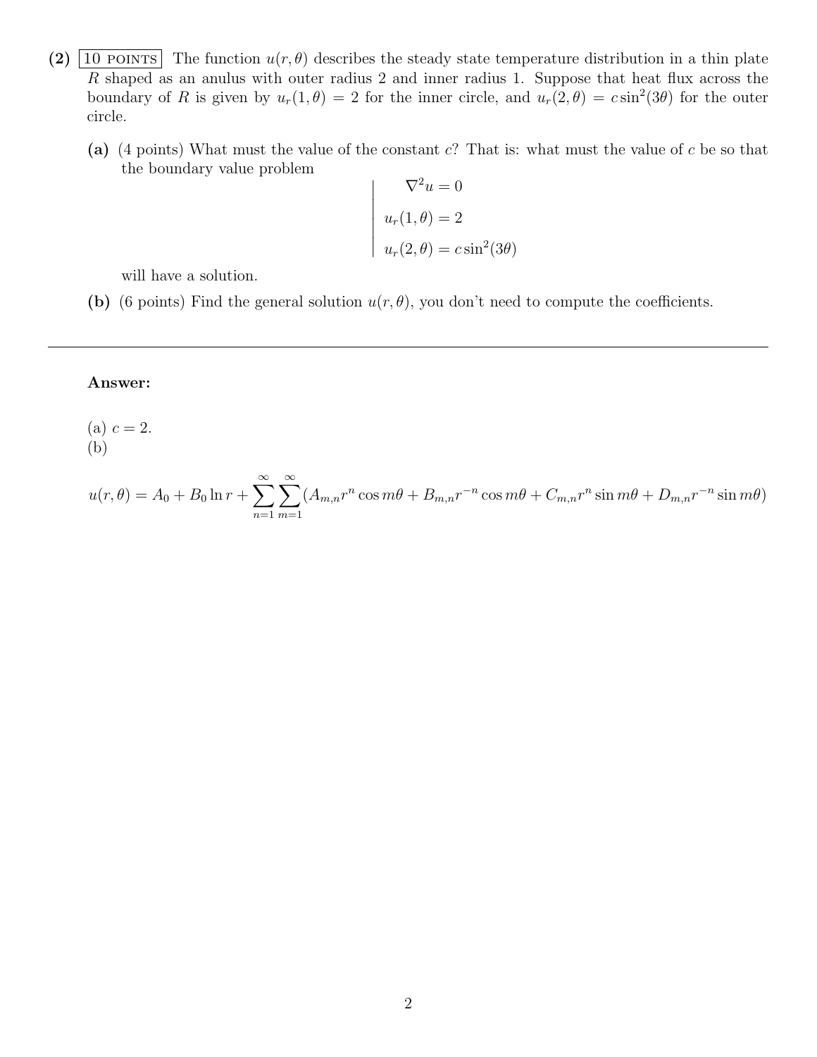**(2)** 10 POINTS The function $u(r, \theta)$ describes the steady state temperature distribution in a thin plate $R$ shaped as an anulus with outer radius 2 and inner radius 1. Suppose that heat flux across the boundary of $R$ is given by $u_r(1, \theta) = 2$ for the inner circle, and $u_r(2, \theta) = c \sin^2(3\theta)$ for the outer circle.

**(a)** (4 points) What must the value of the constant $c$? That is: what must the value of $c$ be so that the boundary value problem

$$\left| \begin{array}{l} \nabla^2 u = 0 \\ u_r(1, \theta) = 2 \\ u_r(2, \theta) = c \sin^2(3\theta) \end{array} \right.$$

will have a solution.

**(b)** (6 points) Find the general solution $u(r, \theta)$, you don't need to compute the coefficients.

---

**Answer:**

(a) $c = 2$.

(b)

$$u(r, \theta) = A_0 + B_0 \ln r + \sum_{n=1}^{\infty} \sum_{m=1}^{\infty} (A_{m,n} r^n \cos m\theta + B_{m,n} r^{-n} \cos m\theta + C_{m,n} r^n \sin m\theta + D_{m,n} r^{-n} \sin m\theta)$$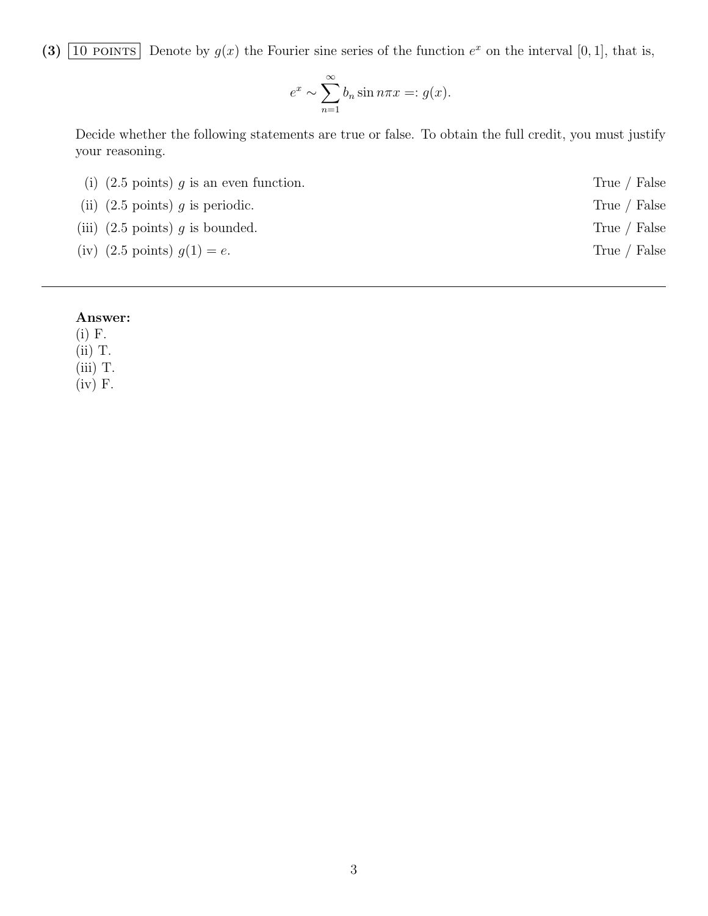**(3)** 10 POINTS Denote by $g(x)$ the Fourier sine series of the function $e^x$ on the interval $[0, 1]$, that is,

$$e^x \sim \sum_{n=1}^{\infty} b_n \sin n\pi x =: g(x).$$

Decide whether the following statements are true or false. To obtain the full credit, you must justify your reasoning.

(i) (2.5 points) $g$ is an even function. True / False

(ii) (2.5 points) $g$ is periodic. True / False

(iii) (2.5 points) $g$ is bounded. True / False

(iv) (2.5 points) $g(1) = e$. True / False

---

**Answer:**
(i) F.
(ii) T.
(iii) T.
(iv) F.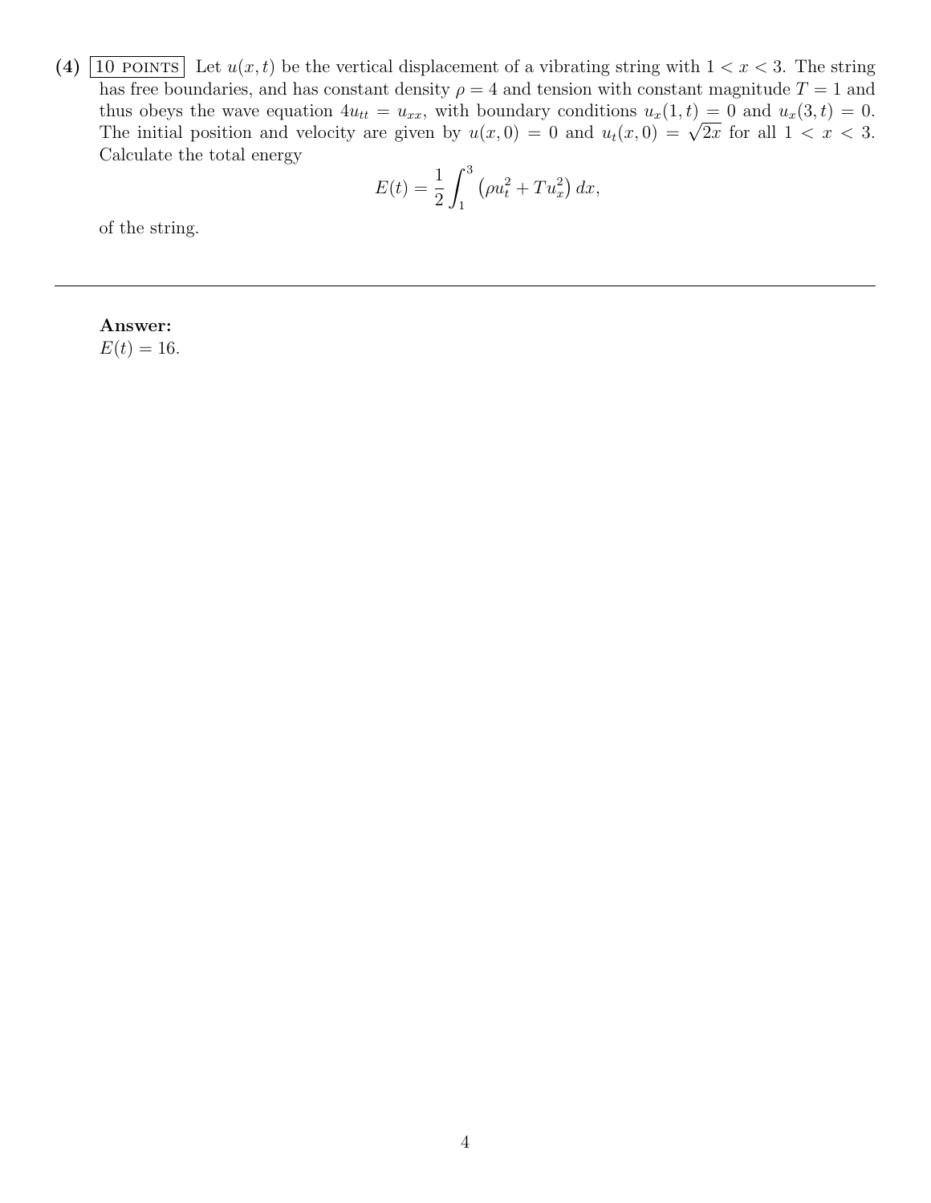**(4)** 10 POINTS Let $u(x,t)$ be the vertical displacement of a vibrating string with $1 < x < 3$. The string has free boundaries, and has constant density $\rho = 4$ and tension with constant magnitude $T = 1$ and thus obeys the wave equation $4u_{tt} = u_{xx}$, with boundary conditions $u_x(1,t) = 0$ and $u_x(3,t) = 0$. The initial position and velocity are given by $u(x,0) = 0$ and $u_t(x,0) = \sqrt{2x}$ for all $1 < x < 3$. Calculate the total energy

$$E(t) = \frac{1}{2}\int_1^3 \left(\rho u_t^2 + T u_x^2\right) dx,$$

of the string.

---

**Answer:**
$E(t) = 16$.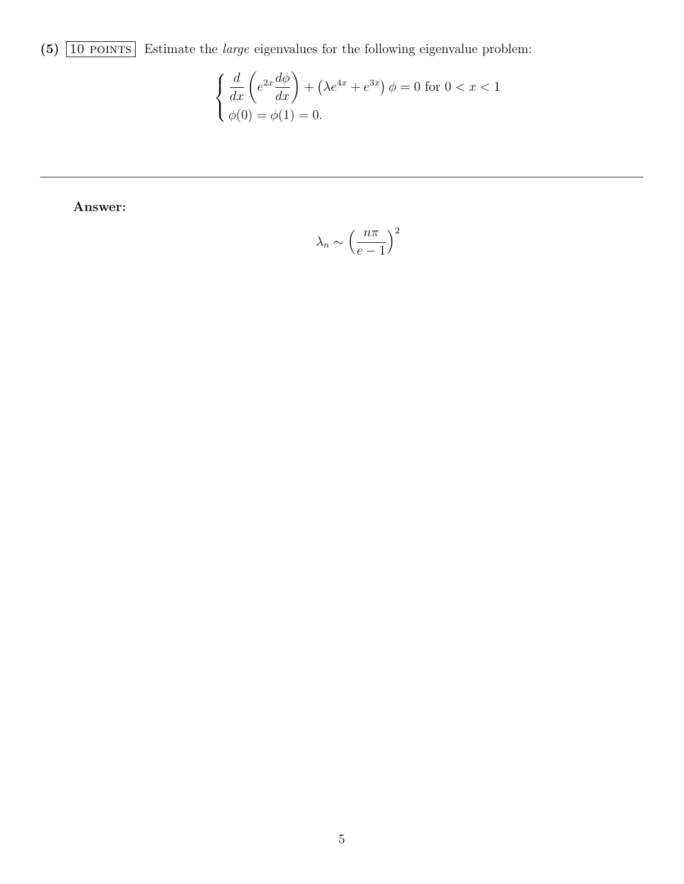**(5)** 10 POINTS Estimate the *large* eigenvalues for the following eigenvalue problem:

$$
\begin{cases} \dfrac{d}{dx}\left(e^{2x}\dfrac{d\phi}{dx}\right) + \left(\lambda e^{4x} + e^{3x}\right)\phi = 0 \text{ for } 0 < x < 1 \\ \phi(0) = \phi(1) = 0. \end{cases}
$$

---

**Answer:**

$$
\lambda_n \sim \left(\frac{n\pi}{e-1}\right)^2
$$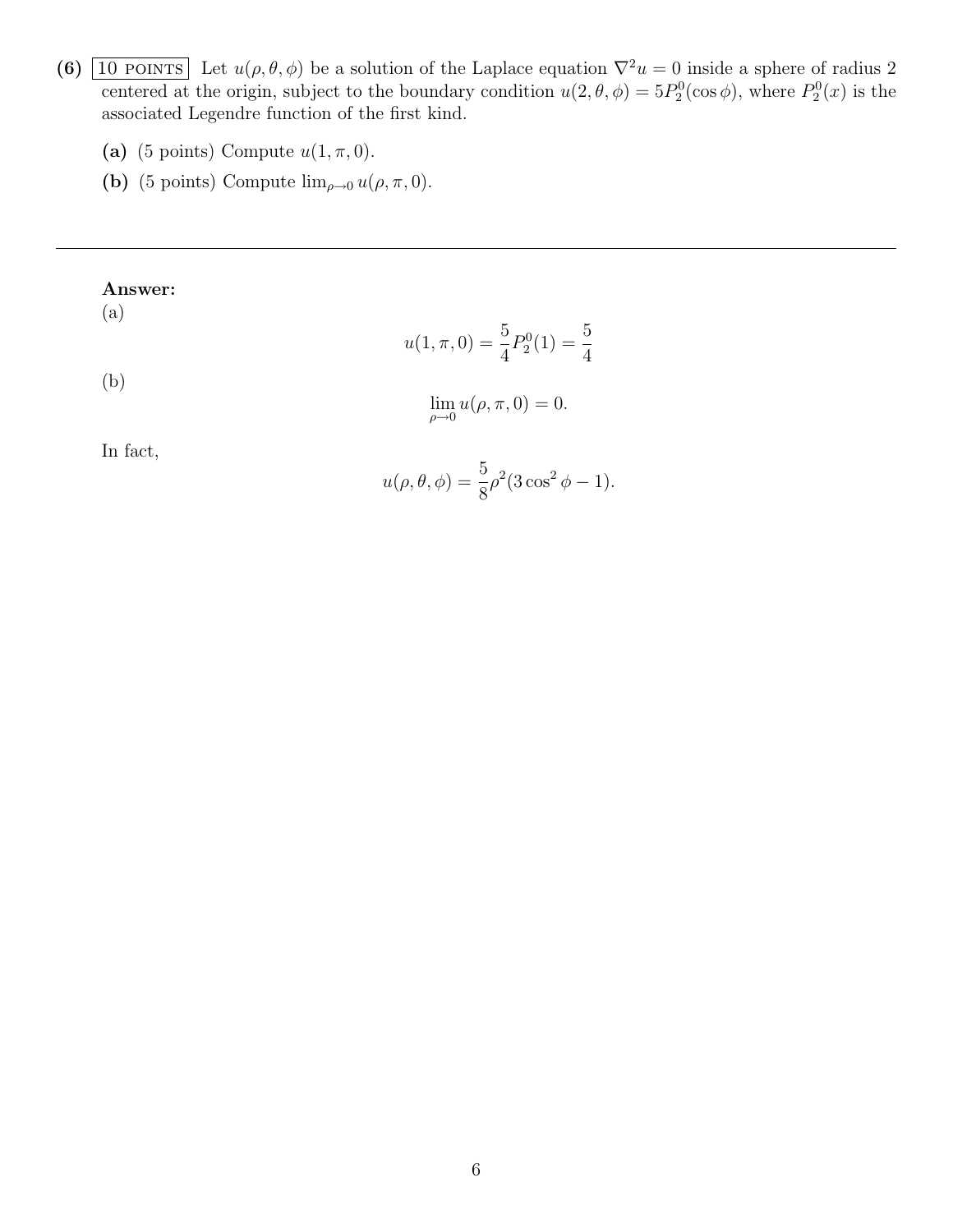**(6)** 10 POINTS Let $u(\rho, \theta, \phi)$ be a solution of the Laplace equation $\nabla^2 u = 0$ inside a sphere of radius 2 centered at the origin, subject to the boundary condition $u(2, \theta, \phi) = 5P_2^0(\cos\phi)$, where $P_2^0(x)$ is the associated Legendre function of the first kind.

**(a)** (5 points) Compute $u(1, \pi, 0)$.

**(b)** (5 points) Compute $\lim_{\rho\to 0} u(\rho, \pi, 0)$.

---

**Answer:**

(a)

$$u(1, \pi, 0) = \frac{5}{4}P_2^0(1) = \frac{5}{4}$$

(b)

$$\lim_{\rho\to 0} u(\rho, \pi, 0) = 0.$$

In fact,

$$u(\rho, \theta, \phi) = \frac{5}{8}\rho^2(3\cos^2\phi - 1).$$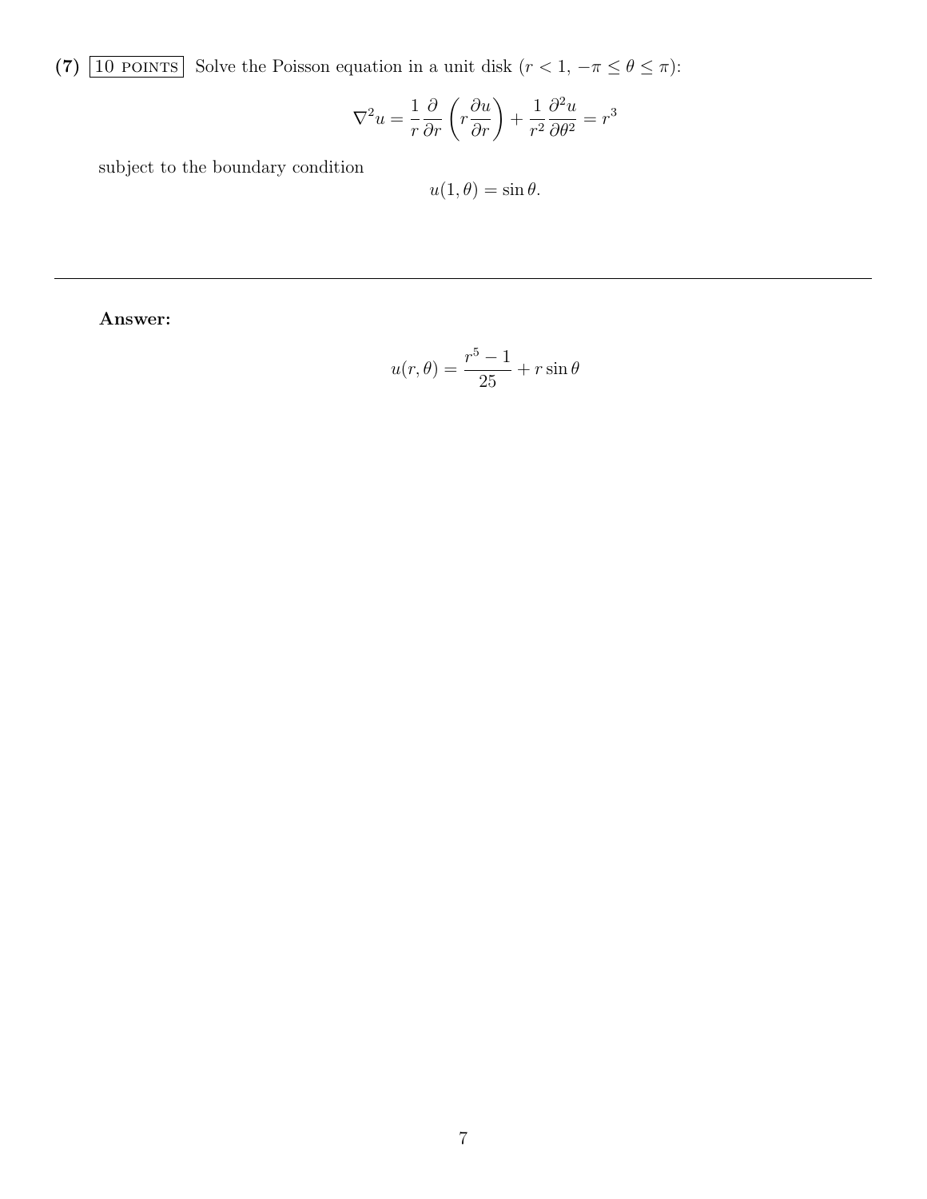**(7)** 10 POINTS Solve the Poisson equation in a unit disk ($r < 1$, $-\pi \le \theta \le \pi$):

$$\nabla^2 u = \frac{1}{r}\frac{\partial}{\partial r}\left(r\frac{\partial u}{\partial r}\right) + \frac{1}{r^2}\frac{\partial^2 u}{\partial \theta^2} = r^3$$

subject to the boundary condition

$$u(1, \theta) = \sin\theta.$$

---

**Answer:**

$$u(r, \theta) = \frac{r^5 - 1}{25} + r\sin\theta$$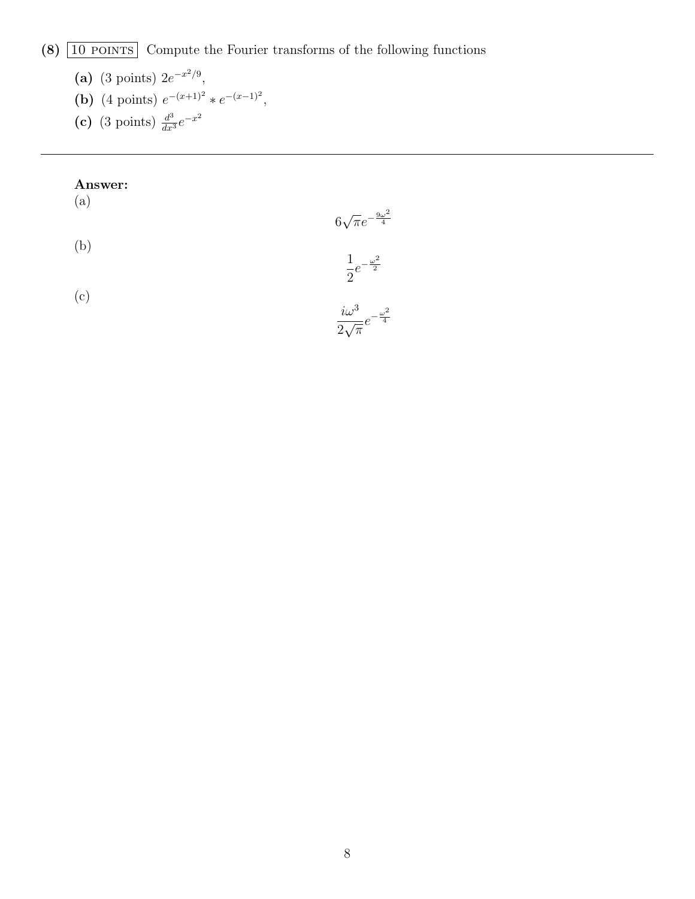**(8)** 10 POINTS Compute the Fourier transforms of the following functions

- **(a)** (3 points) $2e^{-x^2/9}$,
- **(b)** (4 points) $e^{-(x+1)^2} * e^{-(x-1)^2}$,
- **(c)** (3 points) $\frac{d^3}{dx^3}e^{-x^2}$

---

**Answer:**

(a)

$$6\sqrt{\pi}e^{-\frac{9\omega^2}{4}}$$

(b)

$$\frac{1}{2}e^{-\frac{\omega^2}{2}}$$

(c)

$$\frac{i\omega^3}{2\sqrt{\pi}}e^{-\frac{\omega^2}{4}}$$